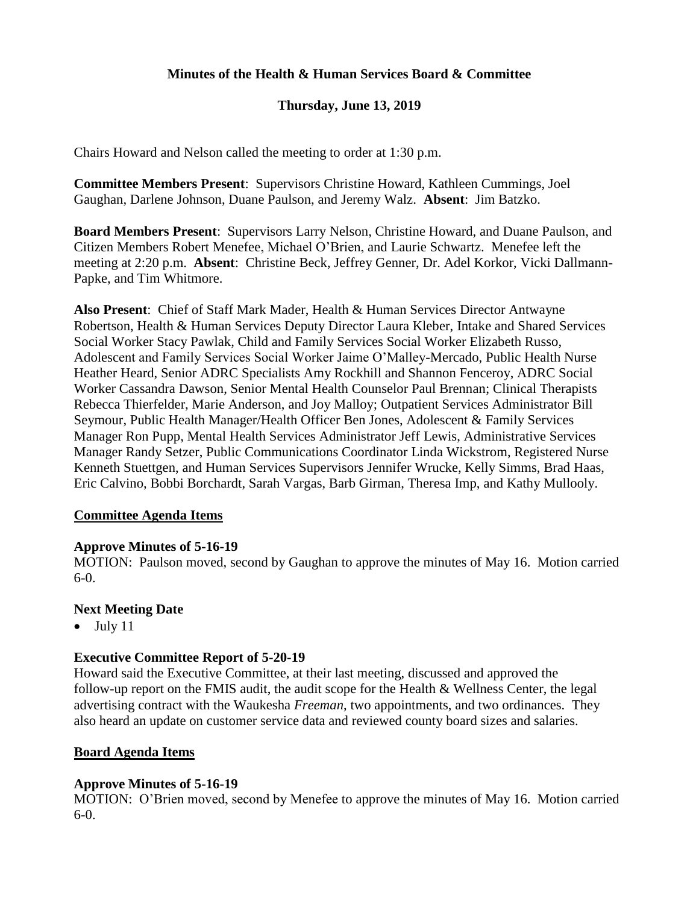**Minutes of the Health & Human Services Board & Committee**

**Thursday, June 13, 2019**

Chairs Howard and Nelson called the meeting to order at 1:30 p.m.

**Committee Members Present**: Supervisors Christine Howard, Kathleen Cummings, Joel Gaughan, Darlene Johnson, Duane Paulson, and Jeremy Walz. **Absent**: Jim Batzko.

**Board Members Present**: Supervisors Larry Nelson, Christine Howard, and Duane Paulson, and Citizen Members Robert Menefee, Michael O'Brien, and Laurie Schwartz. Menefee left the meeting at 2:20 p.m. **Absent**: Christine Beck, Jeffrey Genner, Dr. Adel Korkor, Vicki Dallmann-Papke, and Tim Whitmore.

**Also Present**: Chief of Staff Mark Mader, Health & Human Services Director Antwayne Robertson, Health & Human Services Deputy Director Laura Kleber, Intake and Shared Services Social Worker Stacy Pawlak, Child and Family Services Social Worker Elizabeth Russo, Adolescent and Family Services Social Worker Jaime O'Malley-Mercado, Public Health Nurse Heather Heard, Senior ADRC Specialists Amy Rockhill and Shannon Fenceroy, ADRC Social Worker Cassandra Dawson, Senior Mental Health Counselor Paul Brennan; Clinical Therapists Rebecca Thierfelder, Marie Anderson, and Joy Malloy; Outpatient Services Administrator Bill Seymour, Public Health Manager/Health Officer Ben Jones, Adolescent & Family Services Manager Ron Pupp, Mental Health Services Administrator Jeff Lewis, Administrative Services Manager Randy Setzer, Public Communications Coordinator Linda Wickstrom, Registered Nurse Kenneth Stuettgen, and Human Services Supervisors Jennifer Wrucke, Kelly Simms, Brad Haas, Eric Calvino, Bobbi Borchardt, Sarah Vargas, Barb Girman, Theresa Imp, and Kathy Mullooly.

## Committee Agenda Items

### Approve Minutes of 5-16-19

MOTION: Paulson moved, second by Gaughan to approve the minutes of May 16. Motion carried 6-0.

### Next Meeting Date

- July 11

### Executive Committee Report of 5-20-19

Howard said the Executive Committee, at their last meeting, discussed and approved the follow-up report on the FMIS audit, the audit scope for the Health & Wellness Center, the legal advertising contract with the Waukesha *Freeman*, two appointments, and two ordinances. They also heard an update on customer service data and reviewed county board sizes and salaries.

## Board Agenda Items

### Approve Minutes of 5-16-19

MOTION: O'Brien moved, second by Menefee to approve the minutes of May 16. Motion carried 6-0.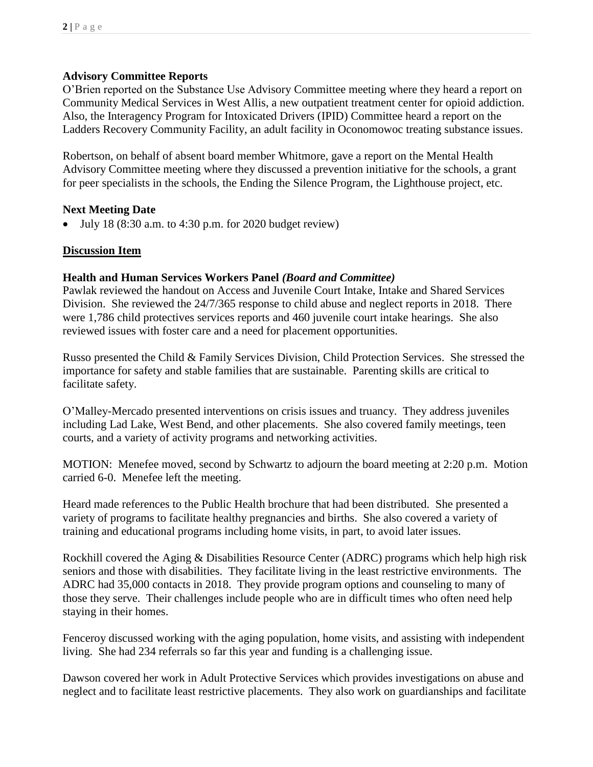**Advisory Committee Reports**

O'Brien reported on the Substance Use Advisory Committee meeting where they heard a report on Community Medical Services in West Allis, a new outpatient treatment center for opioid addiction. Also, the Interagency Program for Intoxicated Drivers (IPID) Committee heard a report on the Ladders Recovery Community Facility, an adult facility in Oconomowoc treating substance issues.

Robertson, on behalf of absent board member Whitmore, gave a report on the Mental Health Advisory Committee meeting where they discussed a prevention initiative for the schools, a grant for peer specialists in the schools, the Ending the Silence Program, the Lighthouse project, etc.

**Next Meeting Date**

- July 18 (8:30 a.m. to 4:30 p.m. for 2020 budget review)

**Discussion Item**

**Health and Human Services Workers Panel** ***(Board and Committee)***

Pawlak reviewed the handout on Access and Juvenile Court Intake, Intake and Shared Services Division. She reviewed the 24/7/365 response to child abuse and neglect reports in 2018. There were 1,786 child protectives services reports and 460 juvenile court intake hearings. She also reviewed issues with foster care and a need for placement opportunities.

Russo presented the Child & Family Services Division, Child Protection Services. She stressed the importance for safety and stable families that are sustainable. Parenting skills are critical to facilitate safety.

O'Malley-Mercado presented interventions on crisis issues and truancy. They address juveniles including Lad Lake, West Bend, and other placements. She also covered family meetings, teen courts, and a variety of activity programs and networking activities.

MOTION: Menefee moved, second by Schwartz to adjourn the board meeting at 2:20 p.m. Motion carried 6-0. Menefee left the meeting.

Heard made references to the Public Health brochure that had been distributed. She presented a variety of programs to facilitate healthy pregnancies and births. She also covered a variety of training and educational programs including home visits, in part, to avoid later issues.

Rockhill covered the Aging & Disabilities Resource Center (ADRC) programs which help high risk seniors and those with disabilities. They facilitate living in the least restrictive environments. The ADRC had 35,000 contacts in 2018. They provide program options and counseling to many of those they serve. Their challenges include people who are in difficult times who often need help staying in their homes.

Fenceroy discussed working with the aging population, home visits, and assisting with independent living. She had 234 referrals so far this year and funding is a challenging issue.

Dawson covered her work in Adult Protective Services which provides investigations on abuse and neglect and to facilitate least restrictive placements. They also work on guardianships and facilitate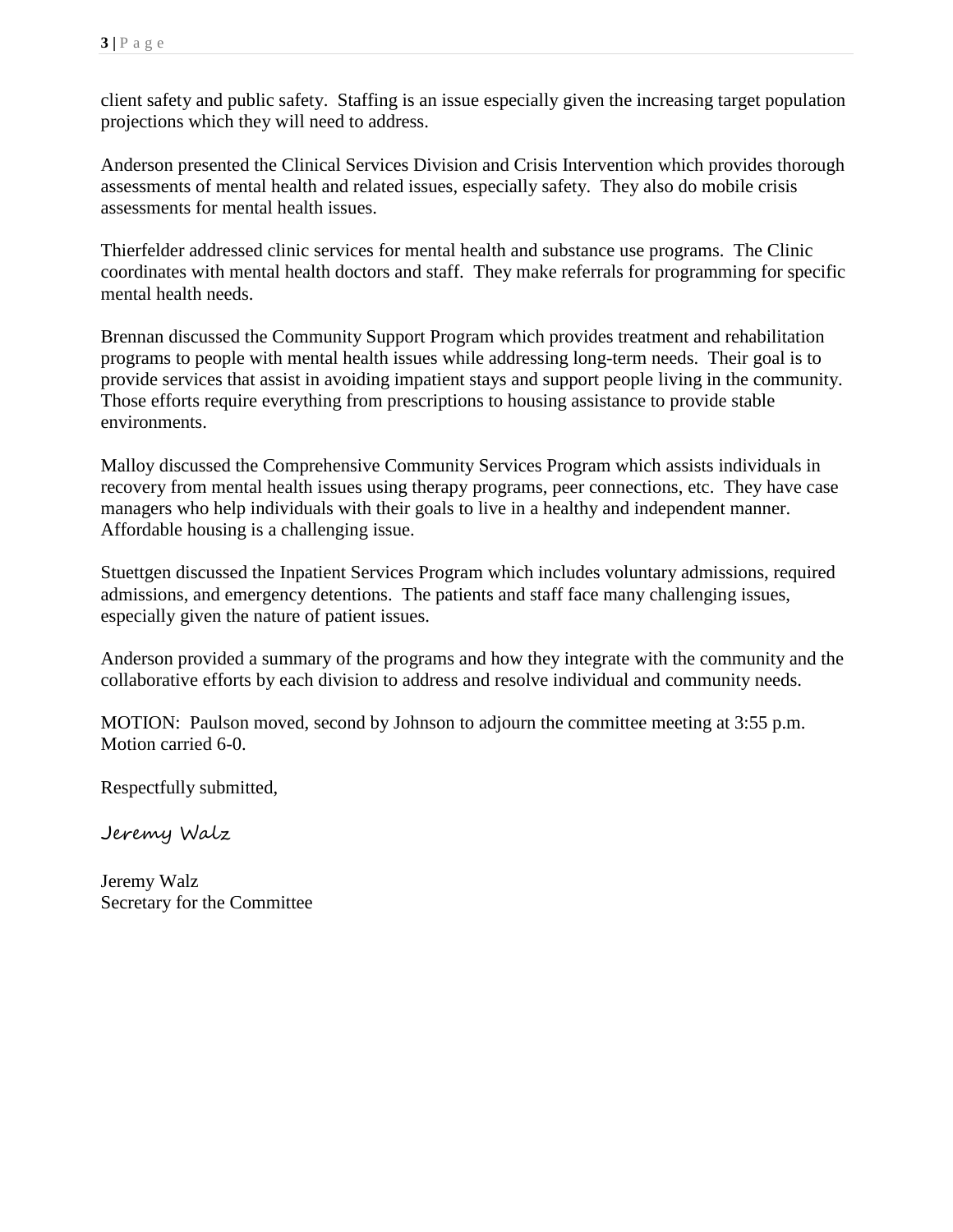client safety and public safety. Staffing is an issue especially given the increasing target population projections which they will need to address.

Anderson presented the Clinical Services Division and Crisis Intervention which provides thorough assessments of mental health and related issues, especially safety. They also do mobile crisis assessments for mental health issues.

Thierfelder addressed clinic services for mental health and substance use programs. The Clinic coordinates with mental health doctors and staff. They make referrals for programming for specific mental health needs.

Brennan discussed the Community Support Program which provides treatment and rehabilitation programs to people with mental health issues while addressing long-term needs. Their goal is to provide services that assist in avoiding impatient stays and support people living in the community. Those efforts require everything from prescriptions to housing assistance to provide stable environments.

Malloy discussed the Comprehensive Community Services Program which assists individuals in recovery from mental health issues using therapy programs, peer connections, etc. They have case managers who help individuals with their goals to live in a healthy and independent manner. Affordable housing is a challenging issue.

Stuettgen discussed the Inpatient Services Program which includes voluntary admissions, required admissions, and emergency detentions. The patients and staff face many challenging issues, especially given the nature of patient issues.

Anderson provided a summary of the programs and how they integrate with the community and the collaborative efforts by each division to address and resolve individual and community needs.

MOTION: Paulson moved, second by Johnson to adjourn the committee meeting at 3:55 p.m. Motion carried 6-0.

Respectfully submitted,

*Jeremy Walz*

Jeremy Walz
Secretary for the Committee